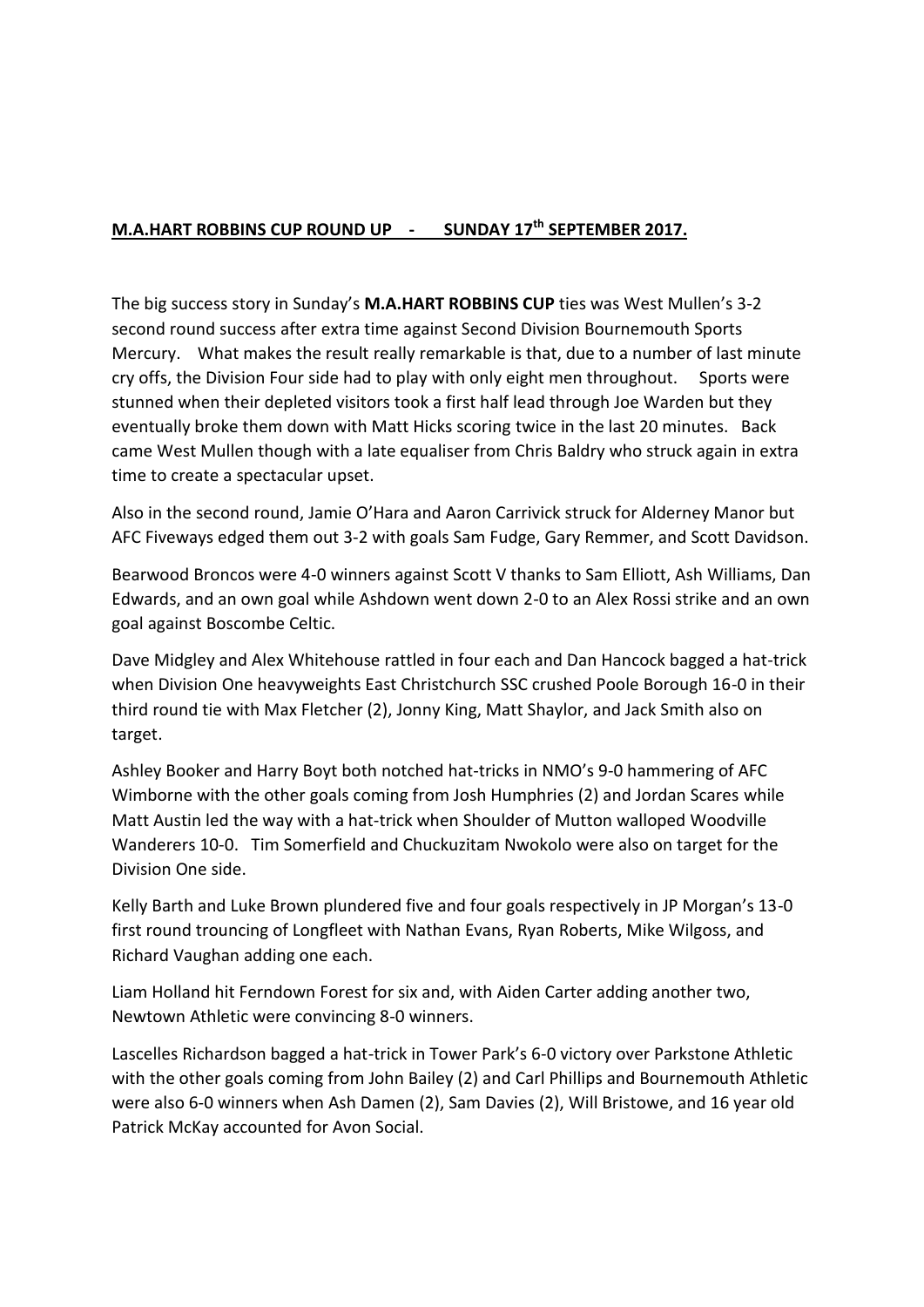**M.A.HART ROBBINS CUP ROUND UP - SUNDAY 17th SEPTEMBER 2017.**

The big success story in Sunday's **M.A.HART ROBBINS CUP** ties was West Mullen's 3-2 second round success after extra time against Second Division Bournemouth Sports Mercury. What makes the result really remarkable is that, due to a number of last minute cry offs, the Division Four side had to play with only eight men throughout. Sports were stunned when their depleted visitors took a first half lead through Joe Warden but they eventually broke them down with Matt Hicks scoring twice in the last 20 minutes. Back came West Mullen though with a late equaliser from Chris Baldry who struck again in extra time to create a spectacular upset.

Also in the second round, Jamie O'Hara and Aaron Carrivick struck for Alderney Manor but AFC Fiveways edged them out 3-2 with goals Sam Fudge, Gary Remmer, and Scott Davidson.

Bearwood Broncos were 4-0 winners against Scott V thanks to Sam Elliott, Ash Williams, Dan Edwards, and an own goal while Ashdown went down 2-0 to an Alex Rossi strike and an own goal against Boscombe Celtic.

Dave Midgley and Alex Whitehouse rattled in four each and Dan Hancock bagged a hat-trick when Division One heavyweights East Christchurch SSC crushed Poole Borough 16-0 in their third round tie with Max Fletcher (2), Jonny King, Matt Shaylor, and Jack Smith also on target.

Ashley Booker and Harry Boyt both notched hat-tricks in NMO's 9-0 hammering of AFC Wimborne with the other goals coming from Josh Humphries (2) and Jordan Scares while Matt Austin led the way with a hat-trick when Shoulder of Mutton walloped Woodville Wanderers 10-0. Tim Somerfield and Chuckuzitam Nwokolo were also on target for the Division One side.

Kelly Barth and Luke Brown plundered five and four goals respectively in JP Morgan's 13-0 first round trouncing of Longfleet with Nathan Evans, Ryan Roberts, Mike Wilgoss, and Richard Vaughan adding one each.

Liam Holland hit Ferndown Forest for six and, with Aiden Carter adding another two, Newtown Athletic were convincing 8-0 winners.

Lascelles Richardson bagged a hat-trick in Tower Park's 6-0 victory over Parkstone Athletic with the other goals coming from John Bailey (2) and Carl Phillips and Bournemouth Athletic were also 6-0 winners when Ash Damen (2), Sam Davies (2), Will Bristowe, and 16 year old Patrick McKay accounted for Avon Social.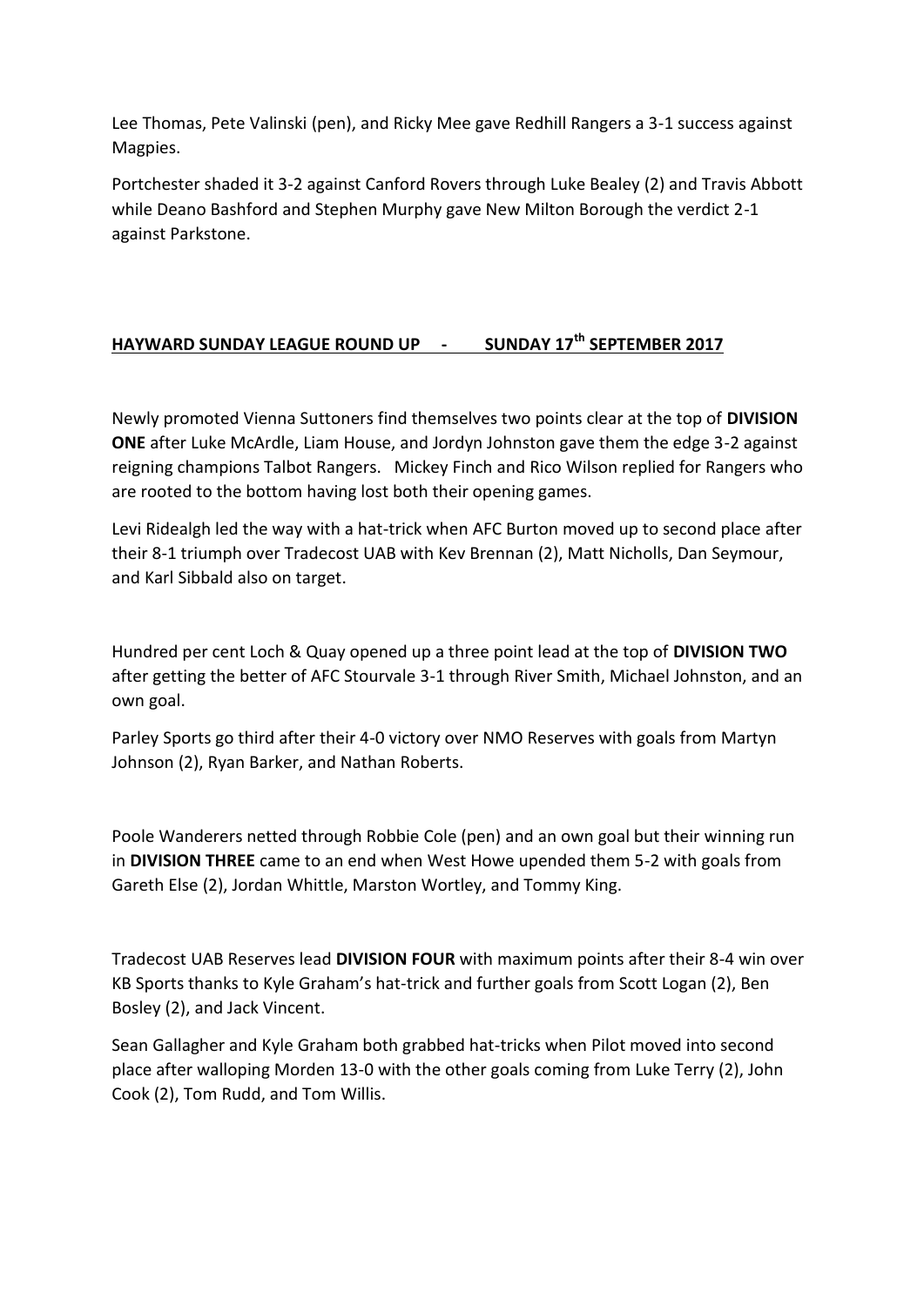Lee Thomas, Pete Valinski (pen), and Ricky Mee gave Redhill Rangers a 3-1 success against Magpies.

Portchester shaded it 3-2 against Canford Rovers through Luke Bealey (2) and Travis Abbott while Deano Bashford and Stephen Murphy gave New Milton Borough the verdict 2-1 against Parkstone.

## HAYWARD SUNDAY LEAGUE ROUND UP - SUNDAY 17th SEPTEMBER 2017

Newly promoted Vienna Suttoners find themselves two points clear at the top of **DIVISION ONE** after Luke McArdle, Liam House, and Jordyn Johnston gave them the edge 3-2 against reigning champions Talbot Rangers. Mickey Finch and Rico Wilson replied for Rangers who are rooted to the bottom having lost both their opening games.

Levi Ridealgh led the way with a hat-trick when AFC Burton moved up to second place after their 8-1 triumph over Tradecost UAB with Kev Brennan (2), Matt Nicholls, Dan Seymour, and Karl Sibbald also on target.

Hundred per cent Loch & Quay opened up a three point lead at the top of **DIVISION TWO** after getting the better of AFC Stourvale 3-1 through River Smith, Michael Johnston, and an own goal.

Parley Sports go third after their 4-0 victory over NMO Reserves with goals from Martyn Johnson (2), Ryan Barker, and Nathan Roberts.

Poole Wanderers netted through Robbie Cole (pen) and an own goal but their winning run in **DIVISION THREE** came to an end when West Howe upended them 5-2 with goals from Gareth Else (2), Jordan Whittle, Marston Wortley, and Tommy King.

Tradecost UAB Reserves lead **DIVISION FOUR** with maximum points after their 8-4 win over KB Sports thanks to Kyle Graham's hat-trick and further goals from Scott Logan (2), Ben Bosley (2), and Jack Vincent.

Sean Gallagher and Kyle Graham both grabbed hat-tricks when Pilot moved into second place after walloping Morden 13-0 with the other goals coming from Luke Terry (2), John Cook (2), Tom Rudd, and Tom Willis.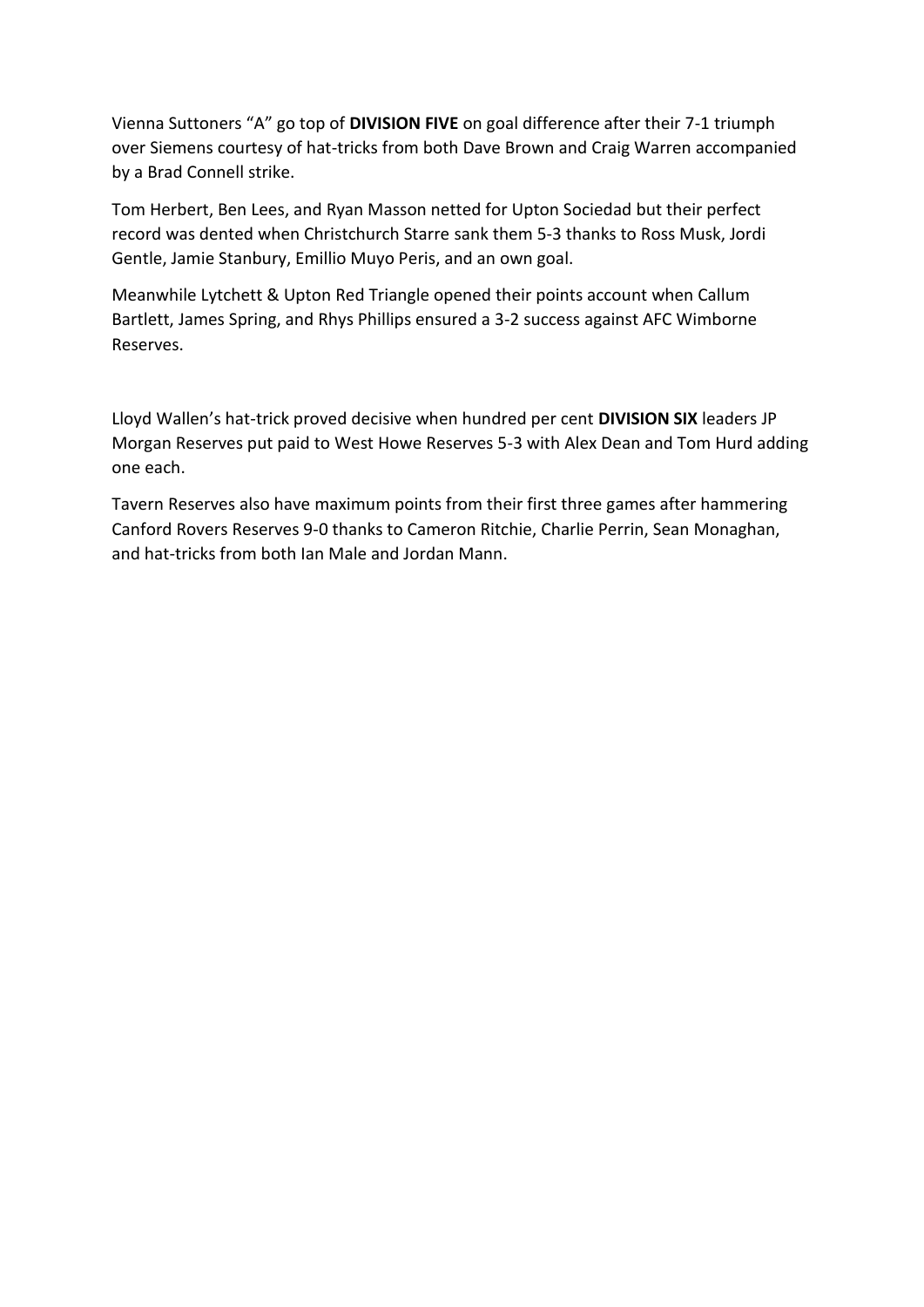Vienna Suttoners “A” go top of **DIVISION FIVE** on goal difference after their 7-1 triumph over Siemens courtesy of hat-tricks from both Dave Brown and Craig Warren accompanied by a Brad Connell strike.

Tom Herbert, Ben Lees, and Ryan Masson netted for Upton Sociedad but their perfect record was dented when Christchurch Starre sank them 5-3 thanks to Ross Musk, Jordi Gentle, Jamie Stanbury, Emillio Muyo Peris, and an own goal.

Meanwhile Lytchett & Upton Red Triangle opened their points account when Callum Bartlett, James Spring, and Rhys Phillips ensured a 3-2 success against AFC Wimborne Reserves.

Lloyd Wallen’s hat-trick proved decisive when hundred per cent **DIVISION SIX** leaders JP Morgan Reserves put paid to West Howe Reserves 5-3 with Alex Dean and Tom Hurd adding one each.

Tavern Reserves also have maximum points from their first three games after hammering Canford Rovers Reserves 9-0 thanks to Cameron Ritchie, Charlie Perrin, Sean Monaghan, and hat-tricks from both Ian Male and Jordan Mann.